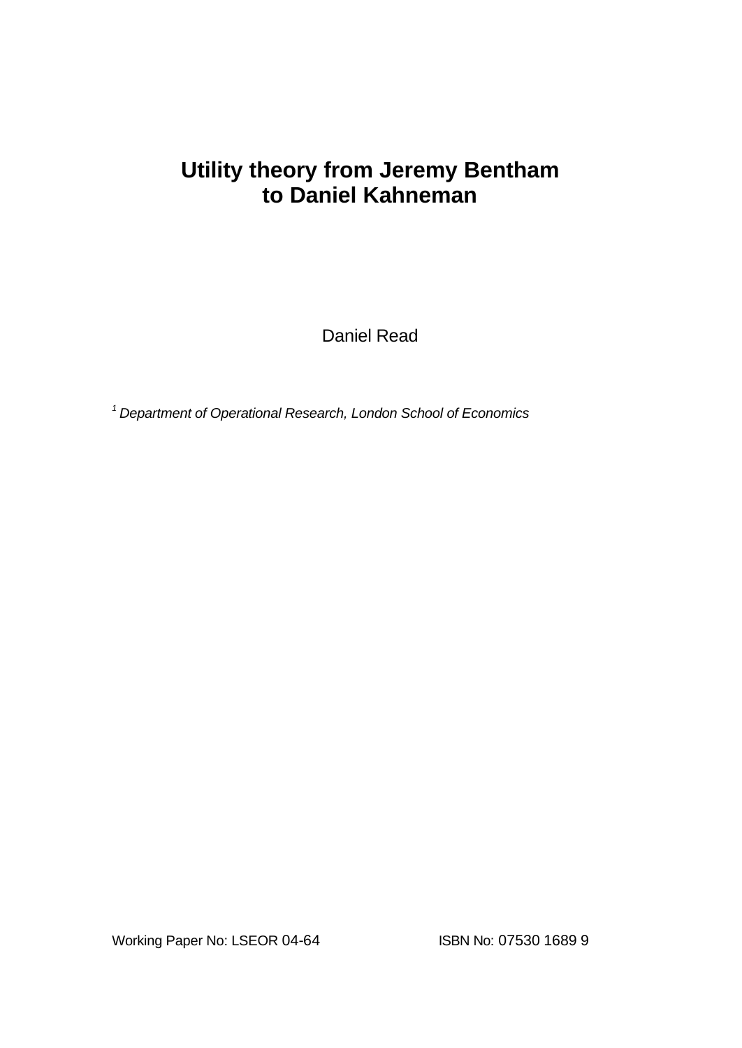# Utility theory from Jeremy Bentham to Daniel Kahneman

Daniel Read

[1] *Department of Operational Research, London School of Economics*

Working Paper No: LSEOR 04-64

ISBN No: 07530 1689 9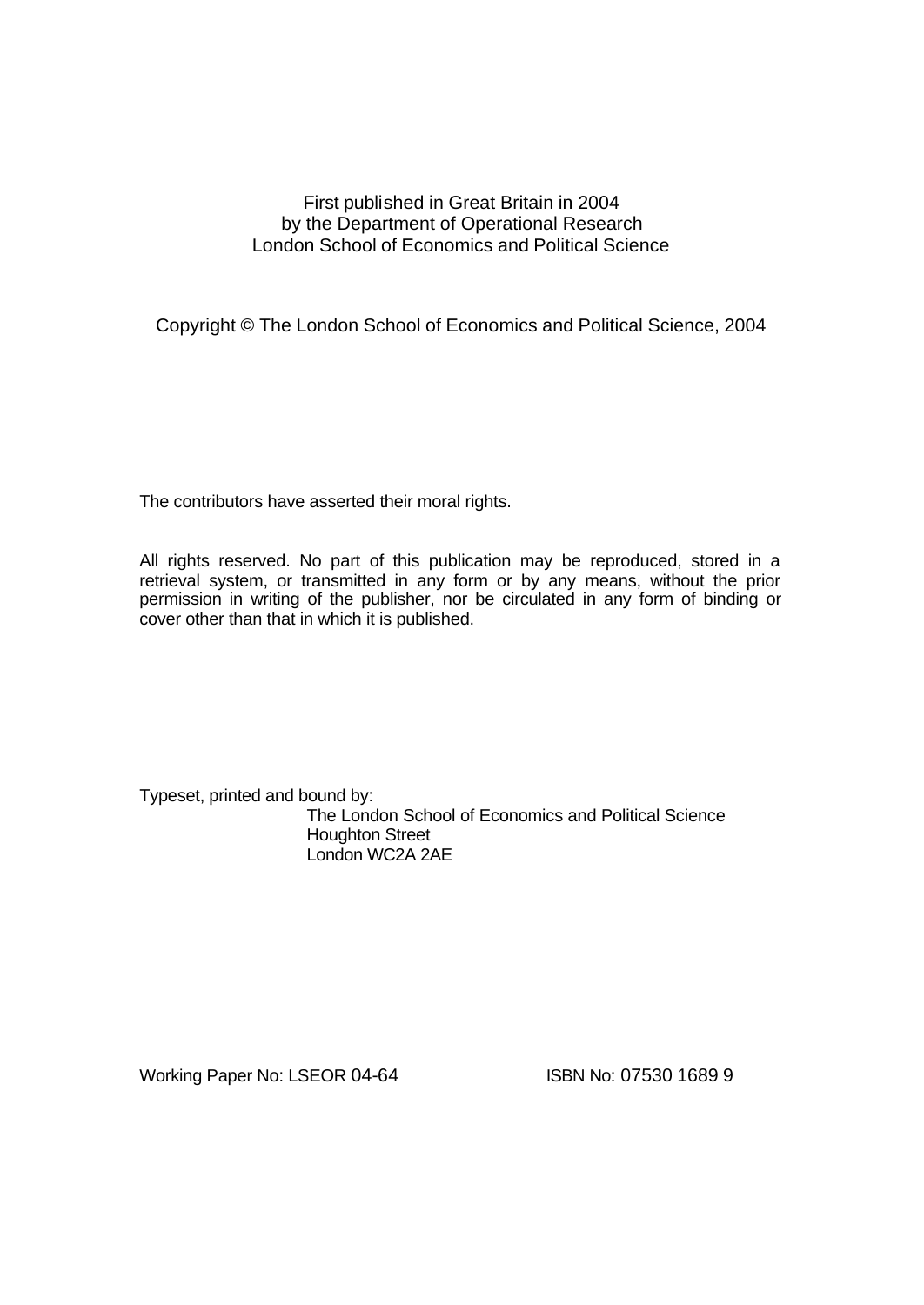First published in Great Britain in 2004
by the Department of Operational Research
London School of Economics and Political Science

Copyright © The London School of Economics and Political Science, 2004

The contributors have asserted their moral rights.

All rights reserved. No part of this publication may be reproduced, stored in a retrieval system, or transmitted in any form or by any means, without the prior permission in writing of the publisher, nor be circulated in any form of binding or cover other than that in which it is published.

Typeset, printed and bound by:
The London School of Economics and Political Science
Houghton Street
London WC2A 2AE

Working Paper No: LSEOR 04-64 ISBN No: 07530 1689 9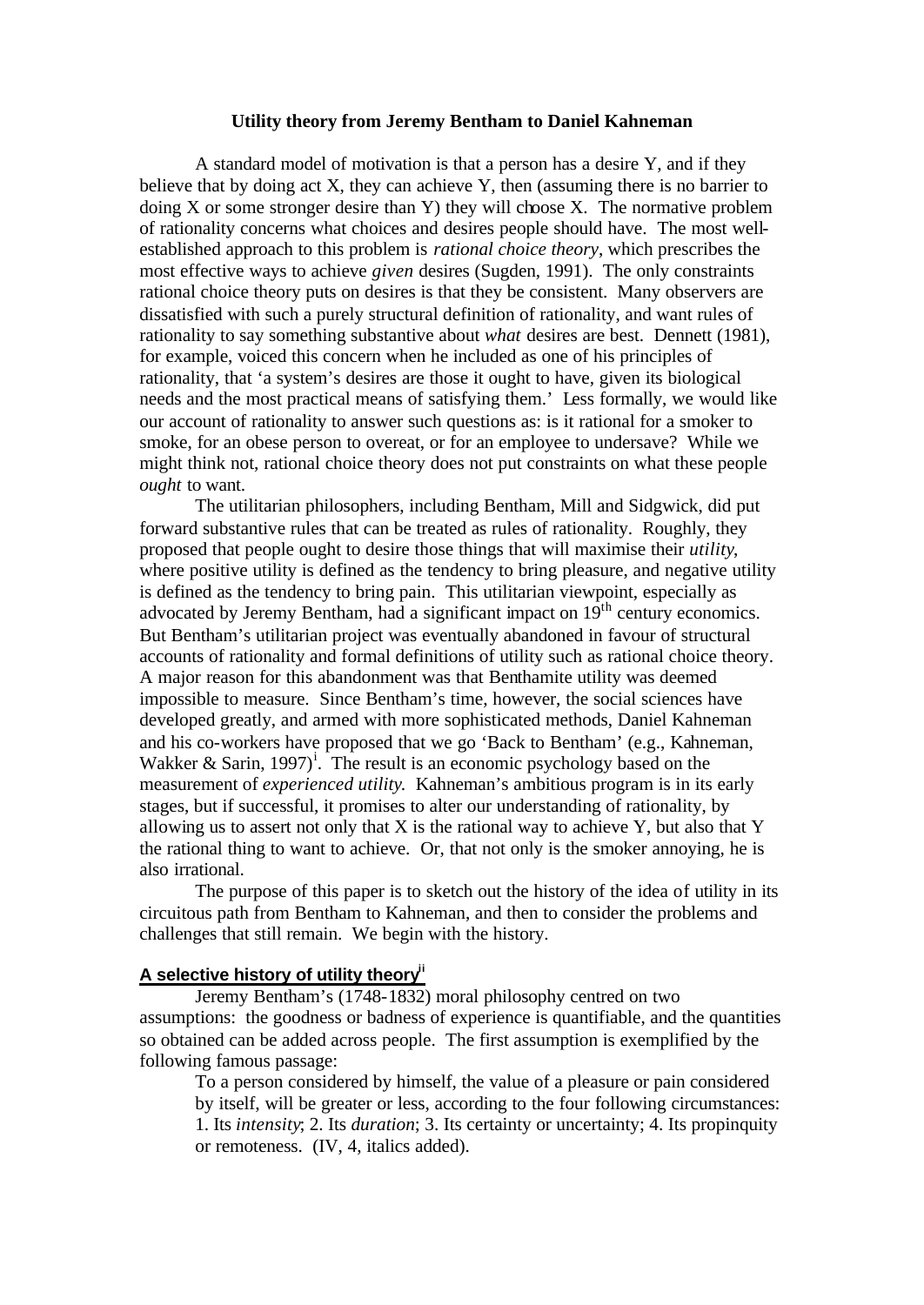# Utility theory from Jeremy Bentham to Daniel Kahneman

A standard model of motivation is that a person has a desire Y, and if they believe that by doing act X, they can achieve Y, then (assuming there is no barrier to doing X or some stronger desire than Y) they will choose X. The normative problem of rationality concerns what choices and desires people should have. The most well-established approach to this problem is *rational choice theory*, which prescribes the most effective ways to achieve *given* desires (Sugden, 1991). The only constraints rational choice theory puts on desires is that they be consistent. Many observers are dissatisfied with such a purely structural definition of rationality, and want rules of rationality to say something substantive about *what* desires are best. Dennett (1981), for example, voiced this concern when he included as one of his principles of rationality, that 'a system's desires are those it ought to have, given its biological needs and the most practical means of satisfying them.' Less formally, we would like our account of rationality to answer such questions as: is it rational for a smoker to smoke, for an obese person to overeat, or for an employee to undersave? While we might think not, rational choice theory does not put constraints on what these people *ought* to want.

The utilitarian philosophers, including Bentham, Mill and Sidgwick, did put forward substantive rules that can be treated as rules of rationality. Roughly, they proposed that people ought to desire those things that will maximise their *utility*, where positive utility is defined as the tendency to bring pleasure, and negative utility is defined as the tendency to bring pain. This utilitarian viewpoint, especially as advocated by Jeremy Bentham, had a significant impact on 19th century economics. But Bentham's utilitarian project was eventually abandoned in favour of structural accounts of rationality and formal definitions of utility such as rational choice theory. A major reason for this abandonment was that Benthamite utility was deemed impossible to measure. Since Bentham's time, however, the social sciences have developed greatly, and armed with more sophisticated methods, Daniel Kahneman and his co-workers have proposed that we go 'Back to Bentham' (e.g., Kahneman, Wakker & Sarin, 1997)[i]. The result is an economic psychology based on the measurement of *experienced utility*. Kahneman's ambitious program is in its early stages, but if successful, it promises to alter our understanding of rationality, by allowing us to assert not only that X is the rational way to achieve Y, but also that Y the rational thing to want to achieve. Or, that not only is the smoker annoying, he is also irrational.

The purpose of this paper is to sketch out the history of the idea of utility in its circuitous path from Bentham to Kahneman, and then to consider the problems and challenges that still remain. We begin with the history.

## A selective history of utility theory[ii]

Jeremy Bentham's (1748-1832) moral philosophy centred on two assumptions: the goodness or badness of experience is quantifiable, and the quantities so obtained can be added across people. The first assumption is exemplified by the following famous passage:

> To a person considered by himself, the value of a pleasure or pain considered by itself, will be greater or less, according to the four following circumstances: 1. Its *intensity*; 2. Its *duration*; 3. Its certainty or uncertainty; 4. Its propinquity or remoteness. (IV, 4, italics added).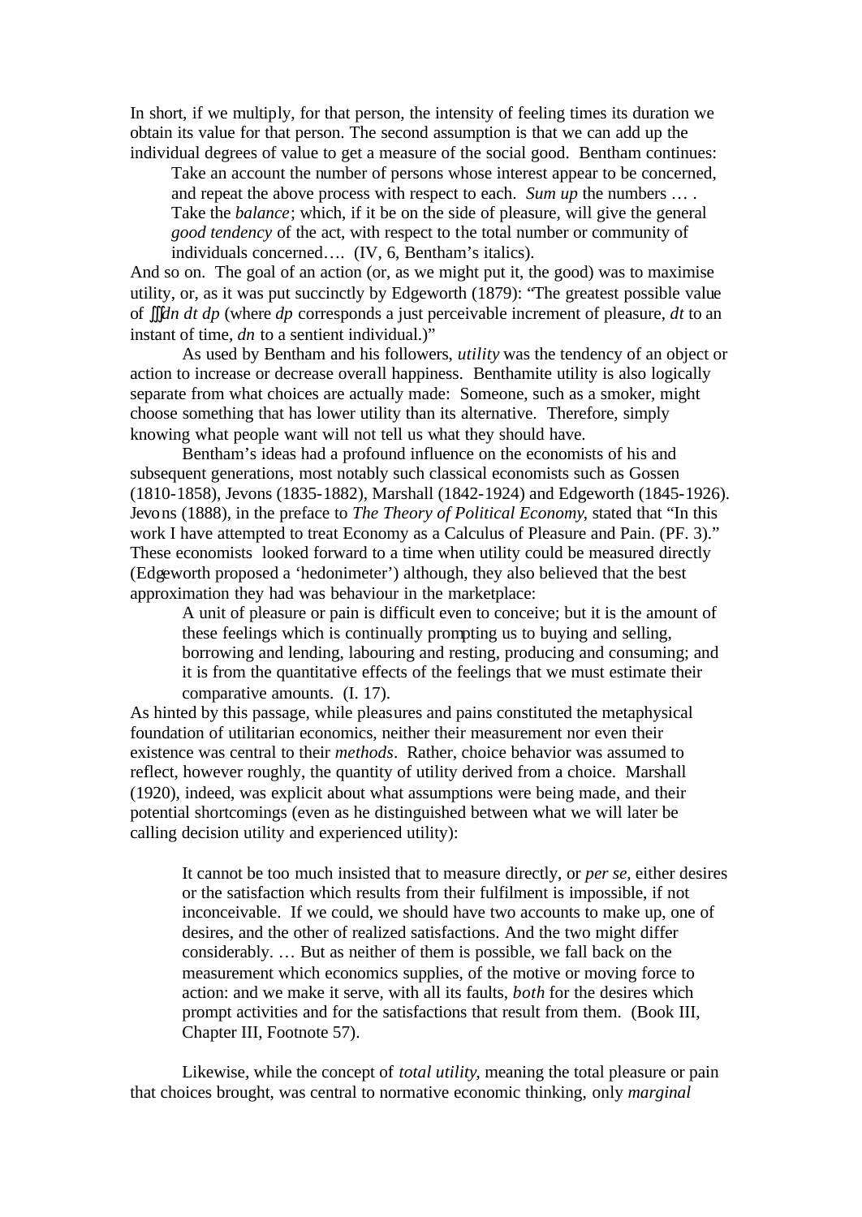In short, if we multiply, for that person, the intensity of feeling times its duration we obtain its value for that person. The second assumption is that we can add up the individual degrees of value to get a measure of the social good. Bentham continues:

> Take an account the number of persons whose interest appear to be concerned, and repeat the above process with respect to each. *Sum up* the numbers … . Take the *balance*; which, if it be on the side of pleasure, will give the general *good tendency* of the act, with respect to the total number or community of individuals concerned…. (IV, 6, Bentham's italics).

And so on. The goal of an action (or, as we might put it, the good) was to maximise utility, or, as it was put succinctly by Edgeworth (1879): "The greatest possible value of $\iiint dn\, dt\, dp$ (where *dp* corresponds a just perceivable increment of pleasure, *dt* to an instant of time, *dn* to a sentient individual.)"

As used by Bentham and his followers, *utility* was the tendency of an object or action to increase or decrease overall happiness. Benthamite utility is also logically separate from what choices are actually made: Someone, such as a smoker, might choose something that has lower utility than its alternative. Therefore, simply knowing what people want will not tell us what they should have.

Bentham's ideas had a profound influence on the economists of his and subsequent generations, most notably such classical economists such as Gossen (1810-1858), Jevons (1835-1882), Marshall (1842-1924) and Edgeworth (1845-1926). Jevons (1888), in the preface to *The Theory of Political Economy*, stated that "In this work I have attempted to treat Economy as a Calculus of Pleasure and Pain. (PF. 3)." These economists looked forward to a time when utility could be measured directly (Edgeworth proposed a 'hedonimeter') although, they also believed that the best approximation they had was behaviour in the marketplace:

> A unit of pleasure or pain is difficult even to conceive; but it is the amount of these feelings which is continually prompting us to buying and selling, borrowing and lending, labouring and resting, producing and consuming; and it is from the quantitative effects of the feelings that we must estimate their comparative amounts. (I. 17).

As hinted by this passage, while pleasures and pains constituted the metaphysical foundation of utilitarian economics, neither their measurement nor even their existence was central to their *methods*. Rather, choice behavior was assumed to reflect, however roughly, the quantity of utility derived from a choice. Marshall (1920), indeed, was explicit about what assumptions were being made, and their potential shortcomings (even as he distinguished between what we will later be calling decision utility and experienced utility):

> It cannot be too much insisted that to measure directly, or *per se,* either desires or the satisfaction which results from their fulfilment is impossible, if not inconceivable. If we could, we should have two accounts to make up, one of desires, and the other of realized satisfactions. And the two might differ considerably. … But as neither of them is possible, we fall back on the measurement which economics supplies, of the motive or moving force to action: and we make it serve, with all its faults, *both* for the desires which prompt activities and for the satisfactions that result from them. (Book III, Chapter III, Footnote 57).

Likewise, while the concept of *total utility*, meaning the total pleasure or pain that choices brought, was central to normative economic thinking, only *marginal*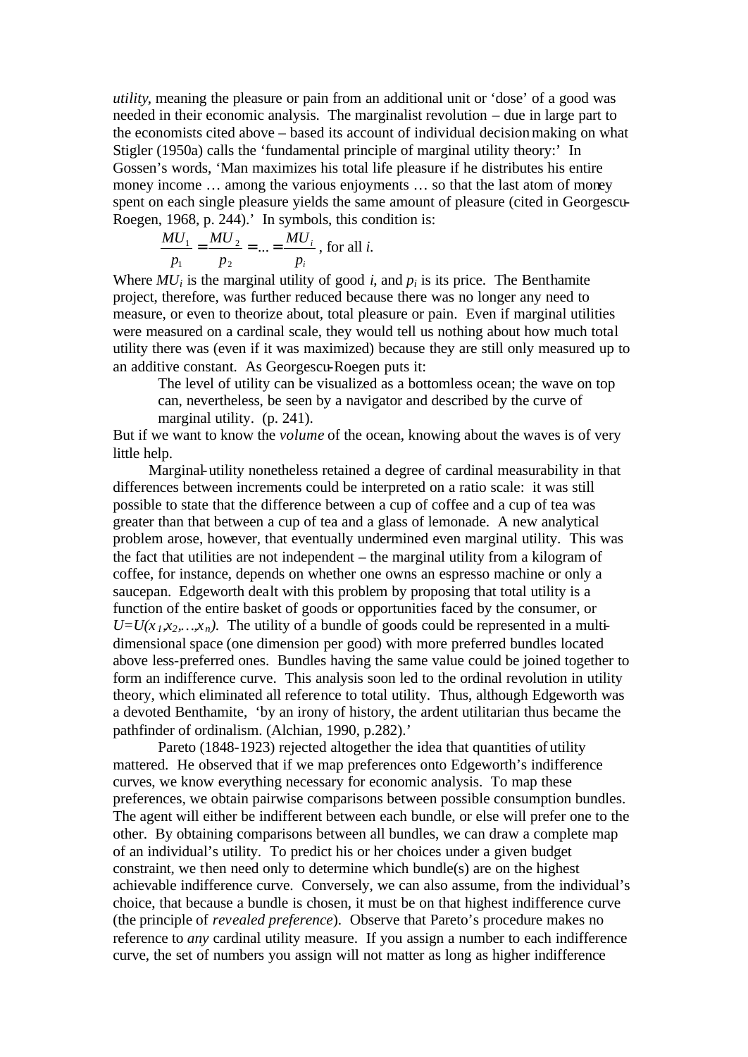*utility*, meaning the pleasure or pain from an additional unit or 'dose' of a good was needed in their economic analysis. The marginalist revolution – due in large part to the economists cited above – based its account of individual decision making on what Stigler (1950a) calls the 'fundamental principle of marginal utility theory:' In Gossen's words, 'Man maximizes his total life pleasure if he distributes his entire money income … among the various enjoyments … so that the last atom of money spent on each single pleasure yields the same amount of pleasure (cited in Georgescu-Roegen, 1968, p. 244).' In symbols, this condition is:

$$\frac{MU_1}{p_1} = \frac{MU_2}{p_2} = ... = \frac{MU_i}{p_i}, \text{ for all } i.$$

Where $MU_i$ is the marginal utility of good $i$, and $p_i$ is its price. The Benthamite project, therefore, was further reduced because there was no longer any need to measure, or even to theorize about, total pleasure or pain. Even if marginal utilities were measured on a cardinal scale, they would tell us nothing about how much total utility there was (even if it was maximized) because they are still only measured up to an additive constant. As Georgescu-Roegen puts it:

> The level of utility can be visualized as a bottomless ocean; the wave on top can, nevertheless, be seen by a navigator and described by the curve of marginal utility. (p. 241).

But if we want to know the *volume* of the ocean, knowing about the waves is of very little help.

Marginal-utility nonetheless retained a degree of cardinal measurability in that differences between increments could be interpreted on a ratio scale: it was still possible to state that the difference between a cup of coffee and a cup of tea was greater than that between a cup of tea and a glass of lemonade. A new analytical problem arose, however, that eventually undermined even marginal utility. This was the fact that utilities are not independent – the marginal utility from a kilogram of coffee, for instance, depends on whether one owns an espresso machine or only a saucepan. Edgeworth dealt with this problem by proposing that total utility is a function of the entire basket of goods or opportunities faced by the consumer, or $U=U(x_1,x_2,\ldots,x_n)$. The utility of a bundle of goods could be represented in a multi-dimensional space (one dimension per good) with more preferred bundles located above less-preferred ones. Bundles having the same value could be joined together to form an indifference curve. This analysis soon led to the ordinal revolution in utility theory, which eliminated all reference to total utility. Thus, although Edgeworth was a devoted Benthamite, 'by an irony of history, the ardent utilitarian thus became the pathfinder of ordinalism. (Alchian, 1990, p.282).'

Pareto (1848-1923) rejected altogether the idea that quantities of utility mattered. He observed that if we map preferences onto Edgeworth's indifference curves, we know everything necessary for economic analysis. To map these preferences, we obtain pairwise comparisons between possible consumption bundles. The agent will either be indifferent between each bundle, or else will prefer one to the other. By obtaining comparisons between all bundles, we can draw a complete map of an individual's utility. To predict his or her choices under a given budget constraint, we then need only to determine which bundle(s) are on the highest achievable indifference curve. Conversely, we can also assume, from the individual's choice, that because a bundle is chosen, it must be on that highest indifference curve (the principle of *revealed preference*). Observe that Pareto's procedure makes no reference to *any* cardinal utility measure. If you assign a number to each indifference curve, the set of numbers you assign will not matter as long as higher indifference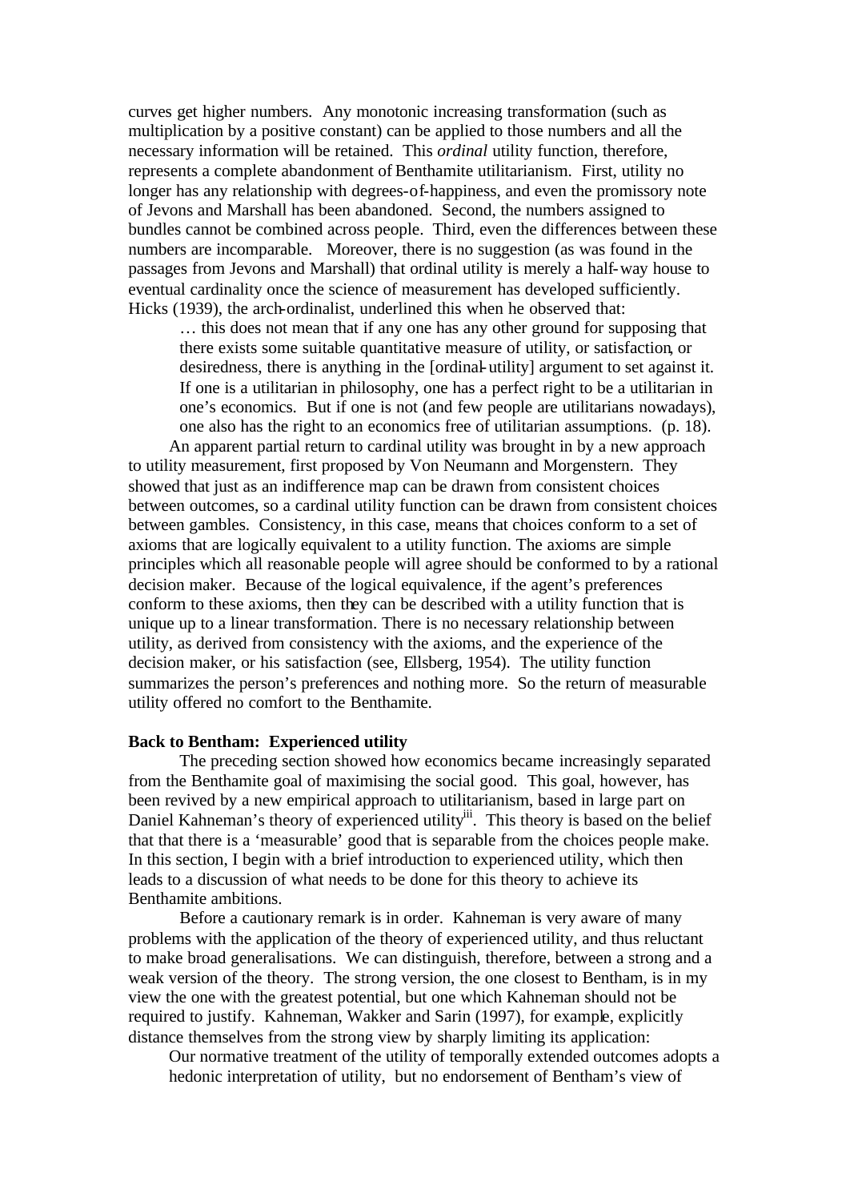curves get higher numbers. Any monotonic increasing transformation (such as multiplication by a positive constant) can be applied to those numbers and all the necessary information will be retained. This *ordinal* utility function, therefore, represents a complete abandonment of Benthamite utilitarianism. First, utility no longer has any relationship with degrees-of-happiness, and even the promissory note of Jevons and Marshall has been abandoned. Second, the numbers assigned to bundles cannot be combined across people. Third, even the differences between these numbers are incomparable. Moreover, there is no suggestion (as was found in the passages from Jevons and Marshall) that ordinal utility is merely a half-way house to eventual cardinality once the science of measurement has developed sufficiently. Hicks (1939), the arch-ordinalist, underlined this when he observed that:

> … this does not mean that if any one has any other ground for supposing that there exists some suitable quantitative measure of utility, or satisfaction, or desiredness, there is anything in the [ordinal-utility] argument to set against it. If one is a utilitarian in philosophy, one has a perfect right to be a utilitarian in one's economics. But if one is not (and few people are utilitarians nowadays), one also has the right to an economics free of utilitarian assumptions. (p. 18).

An apparent partial return to cardinal utility was brought in by a new approach to utility measurement, first proposed by Von Neumann and Morgenstern. They showed that just as an indifference map can be drawn from consistent choices between outcomes, so a cardinal utility function can be drawn from consistent choices between gambles. Consistency, in this case, means that choices conform to a set of axioms that are logically equivalent to a utility function. The axioms are simple principles which all reasonable people will agree should be conformed to by a rational decision maker. Because of the logical equivalence, if the agent's preferences conform to these axioms, then they can be described with a utility function that is unique up to a linear transformation. There is no necessary relationship between utility, as derived from consistency with the axioms, and the experience of the decision maker, or his satisfaction (see, Ellsberg, 1954). The utility function summarizes the person's preferences and nothing more. So the return of measurable utility offered no comfort to the Benthamite.

**Back to Bentham: Experienced utility**

The preceding section showed how economics became increasingly separated from the Benthamite goal of maximising the social good. This goal, however, has been revived by a new empirical approach to utilitarianism, based in large part on Daniel Kahneman's theory of experienced utility[iii]. This theory is based on the belief that that there is a 'measurable' good that is separable from the choices people make. In this section, I begin with a brief introduction to experienced utility, which then leads to a discussion of what needs to be done for this theory to achieve its Benthamite ambitions.

Before a cautionary remark is in order. Kahneman is very aware of many problems with the application of the theory of experienced utility, and thus reluctant to make broad generalisations. We can distinguish, therefore, between a strong and a weak version of the theory. The strong version, the one closest to Bentham, is in my view the one with the greatest potential, but one which Kahneman should not be required to justify. Kahneman, Wakker and Sarin (1997), for example, explicitly distance themselves from the strong view by sharply limiting its application:

> Our normative treatment of the utility of temporally extended outcomes adopts a hedonic interpretation of utility, but no endorsement of Bentham's view of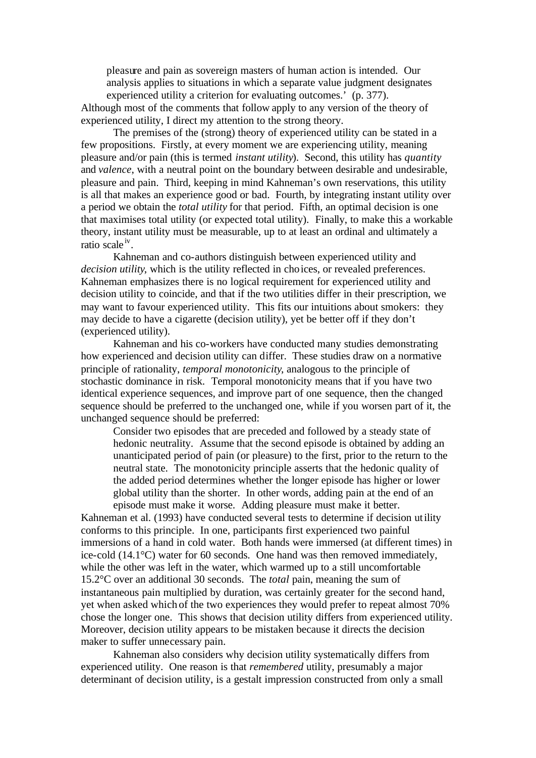> pleasure and pain as sovereign masters of human action is intended. Our analysis applies to situations in which a separate value judgment designates experienced utility a criterion for evaluating outcomes.' (p. 377).

Although most of the comments that follow apply to any version of the theory of experienced utility, I direct my attention to the strong theory.

The premises of the (strong) theory of experienced utility can be stated in a few propositions. Firstly, at every moment we are experiencing utility, meaning pleasure and/or pain (this is termed *instant utility*). Second, this utility has *quantity* and *valence*, with a neutral point on the boundary between desirable and undesirable, pleasure and pain. Third, keeping in mind Kahneman's own reservations, this utility is all that makes an experience good or bad. Fourth, by integrating instant utility over a period we obtain the *total utility* for that period. Fifth, an optimal decision is one that maximises total utility (or expected total utility). Finally, to make this a workable theory, instant utility must be measurable, up to at least an ordinal and ultimately a ratio scale[iv].

Kahneman and co-authors distinguish between experienced utility and *decision utility*, which is the utility reflected in choices, or revealed preferences. Kahneman emphasizes there is no logical requirement for experienced utility and decision utility to coincide, and that if the two utilities differ in their prescription, we may want to favour experienced utility. This fits our intuitions about smokers: they may decide to have a cigarette (decision utility), yet be better off if they don't (experienced utility).

Kahneman and his co-workers have conducted many studies demonstrating how experienced and decision utility can differ. These studies draw on a normative principle of rationality, *temporal monotonicity*, analogous to the principle of stochastic dominance in risk. Temporal monotonicity means that if you have two identical experience sequences, and improve part of one sequence, then the changed sequence should be preferred to the unchanged one, while if you worsen part of it, the unchanged sequence should be preferred:

> Consider two episodes that are preceded and followed by a steady state of hedonic neutrality. Assume that the second episode is obtained by adding an unanticipated period of pain (or pleasure) to the first, prior to the return to the neutral state. The monotonicity principle asserts that the hedonic quality of the added period determines whether the longer episode has higher or lower global utility than the shorter. In other words, adding pain at the end of an episode must make it worse. Adding pleasure must make it better.

Kahneman et al. (1993) have conducted several tests to determine if decision utility conforms to this principle. In one, participants first experienced two painful immersions of a hand in cold water. Both hands were immersed (at different times) in ice-cold (14.1°C) water for 60 seconds. One hand was then removed immediately, while the other was left in the water, which warmed up to a still uncomfortable 15.2°C over an additional 30 seconds. The *total* pain, meaning the sum of instantaneous pain multiplied by duration, was certainly greater for the second hand, yet when asked which of the two experiences they would prefer to repeat almost 70% chose the longer one. This shows that decision utility differs from experienced utility. Moreover, decision utility appears to be mistaken because it directs the decision maker to suffer unnecessary pain.

Kahneman also considers why decision utility systematically differs from experienced utility. One reason is that *remembered* utility, presumably a major determinant of decision utility, is a gestalt impression constructed from only a small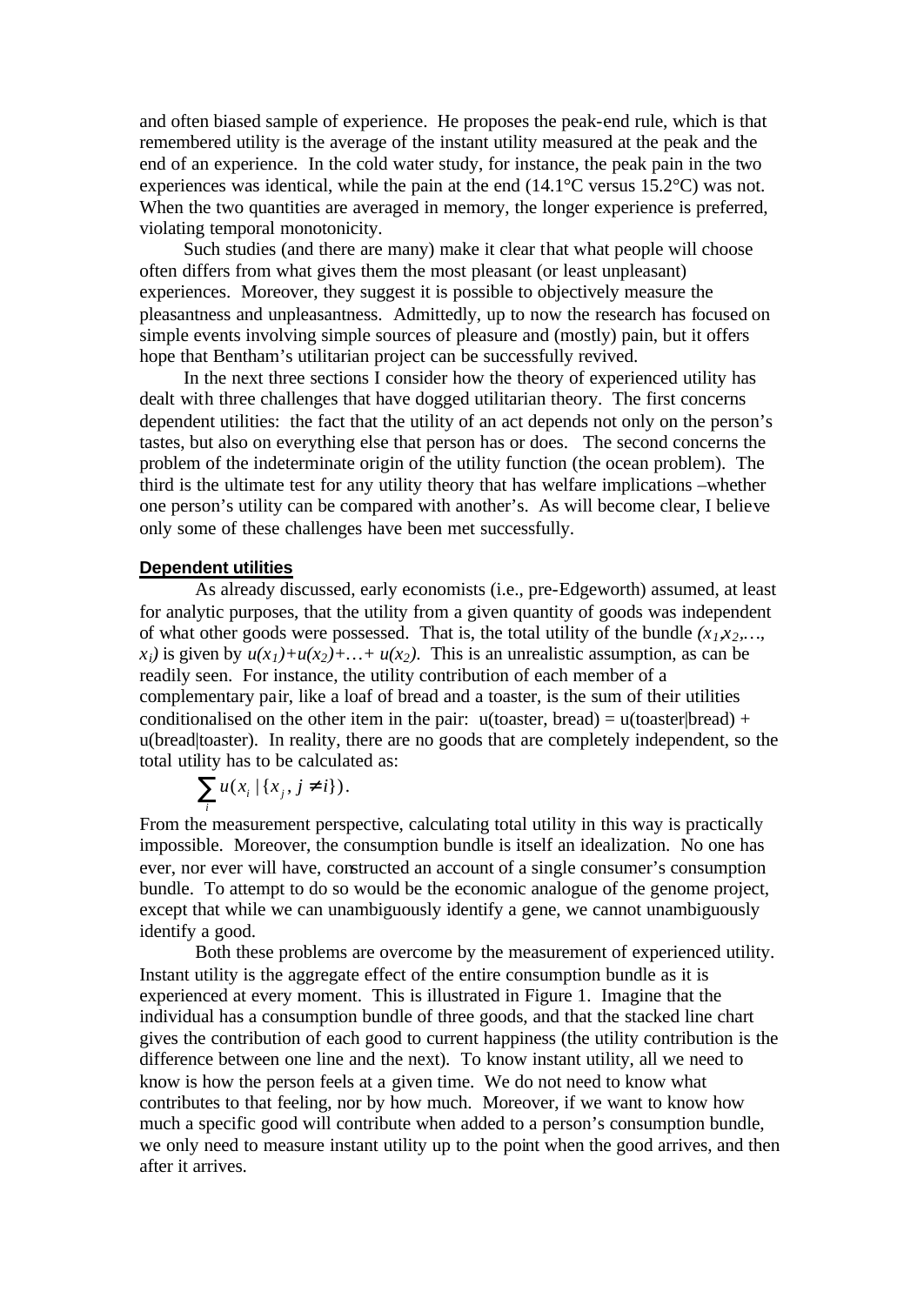and often biased sample of experience. He proposes the peak-end rule, which is that remembered utility is the average of the instant utility measured at the peak and the end of an experience. In the cold water study, for instance, the peak pain in the two experiences was identical, while the pain at the end (14.1°C versus 15.2°C) was not. When the two quantities are averaged in memory, the longer experience is preferred, violating temporal monotonicity.

Such studies (and there are many) make it clear that what people will choose often differs from what gives them the most pleasant (or least unpleasant) experiences. Moreover, they suggest it is possible to objectively measure the pleasantness and unpleasantness. Admittedly, up to now the research has focused on simple events involving simple sources of pleasure and (mostly) pain, but it offers hope that Bentham's utilitarian project can be successfully revived.

In the next three sections I consider how the theory of experienced utility has dealt with three challenges that have dogged utilitarian theory. The first concerns dependent utilities: the fact that the utility of an act depends not only on the person's tastes, but also on everything else that person has or does. The second concerns the problem of the indeterminate origin of the utility function (the ocean problem). The third is the ultimate test for any utility theory that has welfare implications –whether one person's utility can be compared with another's. As will become clear, I believe only some of these challenges have been met successfully.

## Dependent utilities

As already discussed, early economists (i.e., pre-Edgeworth) assumed, at least for analytic purposes, that the utility from a given quantity of goods was independent of what other goods were possessed. That is, the total utility of the bundle $(x_1, x_2, \ldots, x_i)$ is given by $u(x_1)+u(x_2)+\ldots+u(x_2)$. This is an unrealistic assumption, as can be readily seen. For instance, the utility contribution of each member of a complementary pair, like a loaf of bread and a toaster, is the sum of their utilities conditionalised on the other item in the pair: u(toaster, bread) = u(toaster|bread) + u(bread|toaster). In reality, there are no goods that are completely independent, so the total utility has to be calculated as:

$$\sum_i u(x_i \mid \{x_j, j \neq i\}).$$

From the measurement perspective, calculating total utility in this way is practically impossible. Moreover, the consumption bundle is itself an idealization. No one has ever, nor ever will have, constructed an account of a single consumer's consumption bundle. To attempt to do so would be the economic analogue of the genome project, except that while we can unambiguously identify a gene, we cannot unambiguously identify a good.

Both these problems are overcome by the measurement of experienced utility. Instant utility is the aggregate effect of the entire consumption bundle as it is experienced at every moment. This is illustrated in Figure 1. Imagine that the individual has a consumption bundle of three goods, and that the stacked line chart gives the contribution of each good to current happiness (the utility contribution is the difference between one line and the next). To know instant utility, all we need to know is how the person feels at a given time. We do not need to know what contributes to that feeling, nor by how much. Moreover, if we want to know how much a specific good will contribute when added to a person's consumption bundle, we only need to measure instant utility up to the point when the good arrives, and then after it arrives.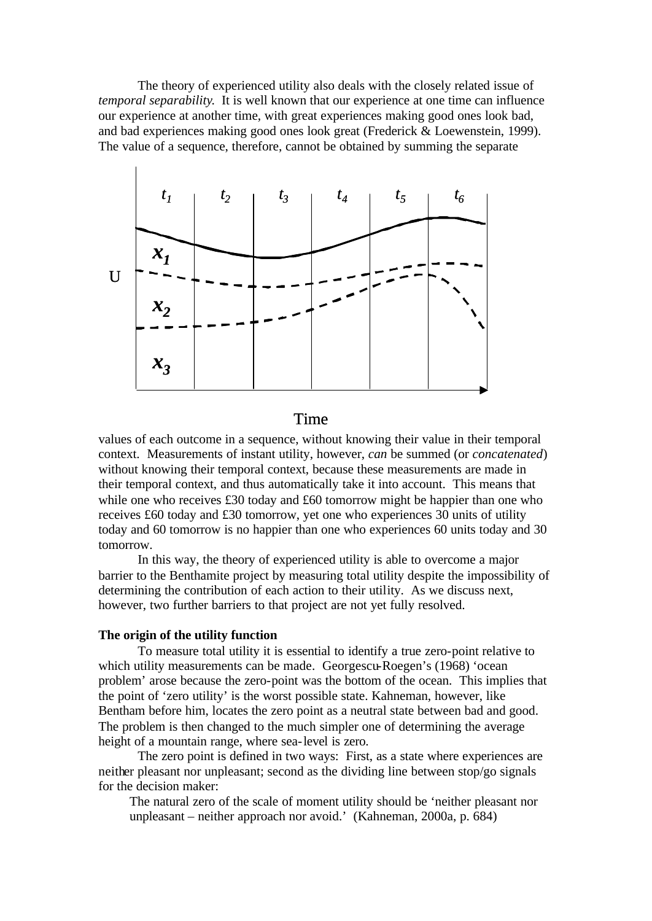The theory of experienced utility also deals with the closely related issue of *temporal separability*. It is well known that our experience at one time can influence our experience at another time, with great experiences making good ones look bad, and bad experiences making good ones look great (Frederick & Loewenstein, 1999). The value of a sequence, therefore, cannot be obtained by summing the separate values of each outcome in a sequence, without knowing their value in their temporal context. Measurements of instant utility, however, *can* be summed (or *concatenated*) without knowing their temporal context, because these measurements are made in their temporal context, and thus automatically take it into account. This means that while one who receives £30 today and £60 tomorrow might be happier than one who receives £60 today and £30 tomorrow, yet one who experiences 30 units of utility today and 60 tomorrow is no happier than one who experiences 60 units today and 30 tomorrow.

In this way, the theory of experienced utility is able to overcome a major barrier to the Benthamite project by measuring total utility despite the impossibility of determining the contribution of each action to their utility. As we discuss next, however, two further barriers to that project are not yet fully resolved.

**The origin of the utility function**

To measure total utility it is essential to identify a true zero-point relative to which utility measurements can be made. Georgescu-Roegen's (1968) 'ocean problem' arose because the zero-point was the bottom of the ocean. This implies that the point of 'zero utility' is the worst possible state. Kahneman, however, like Bentham before him, locates the zero point as a neutral state between bad and good. The problem is then changed to the much simpler one of determining the average height of a mountain range, where sea-level is zero.

The zero point is defined in two ways: First, as a state where experiences are neither pleasant nor unpleasant; second as the dividing line between stop/go signals for the decision maker:

> The natural zero of the scale of moment utility should be 'neither pleasant nor unpleasant – neither approach nor avoid.' (Kahneman, 2000a, p. 684)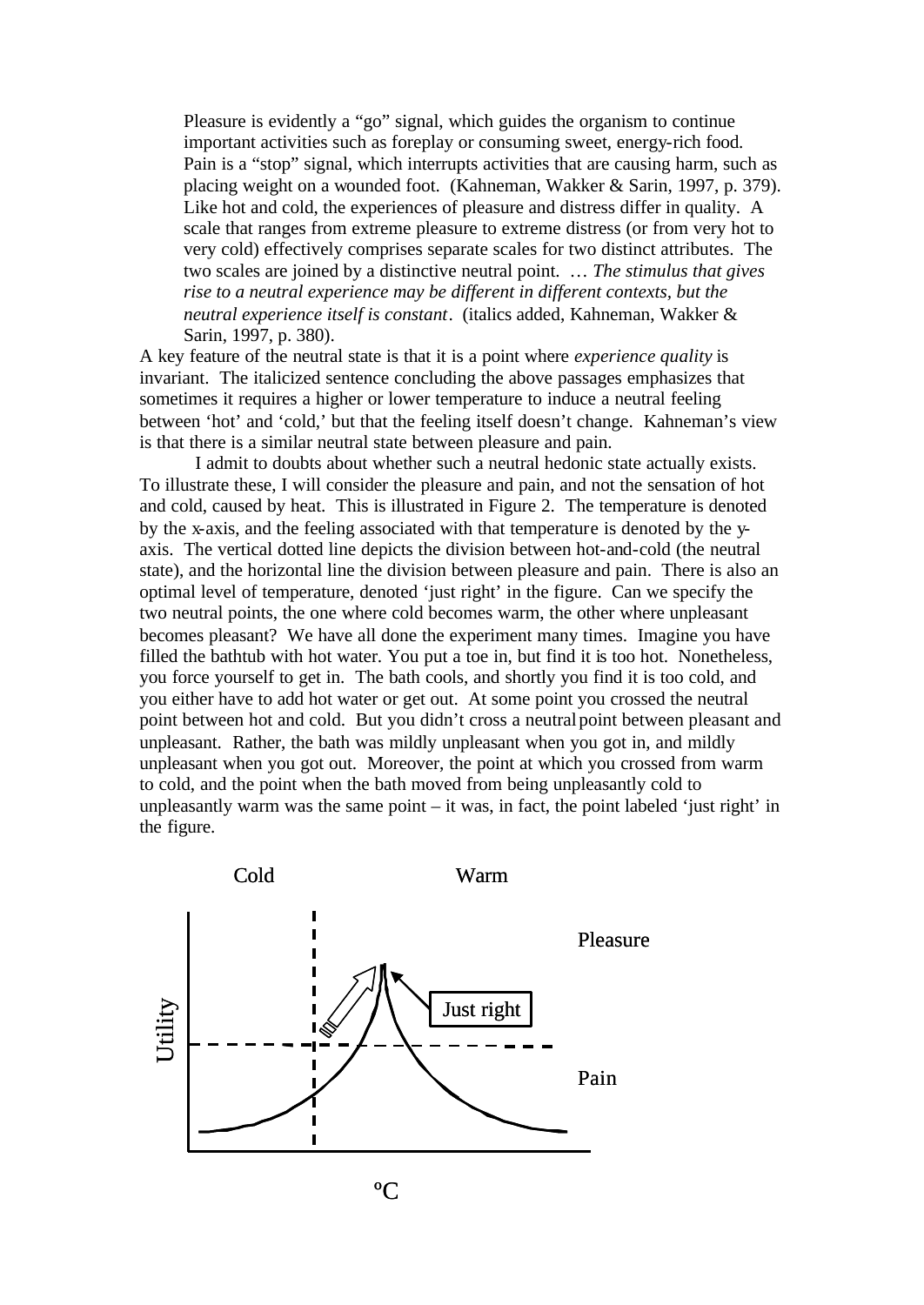> Pleasure is evidently a "go" signal, which guides the organism to continue important activities such as foreplay or consuming sweet, energy-rich food. Pain is a "stop" signal, which interrupts activities that are causing harm, such as placing weight on a wounded foot. (Kahneman, Wakker & Sarin, 1997, p. 379). Like hot and cold, the experiences of pleasure and distress differ in quality. A scale that ranges from extreme pleasure to extreme distress (or from very hot to very cold) effectively comprises separate scales for two distinct attributes. The two scales are joined by a distinctive neutral point. … *The stimulus that gives rise to a neutral experience may be different in different contexts, but the neutral experience itself is constant*. (italics added, Kahneman, Wakker & Sarin, 1997, p. 380).

A key feature of the neutral state is that it is a point where *experience quality* is invariant. The italicized sentence concluding the above passages emphasizes that sometimes it requires a higher or lower temperature to induce a neutral feeling between 'hot' and 'cold,' but that the feeling itself doesn't change. Kahneman's view is that there is a similar neutral state between pleasure and pain.

I admit to doubts about whether such a neutral hedonic state actually exists. To illustrate these, I will consider the pleasure and pain, and not the sensation of hot and cold, caused by heat. This is illustrated in Figure 2. The temperature is denoted by the x-axis, and the feeling associated with that temperature is denoted by the y-axis. The vertical dotted line depicts the division between hot-and-cold (the neutral state), and the horizontal line the division between pleasure and pain. There is also an optimal level of temperature, denoted 'just right' in the figure. Can we specify the two neutral points, the one where cold becomes warm, the other where unpleasant becomes pleasant? We have all done the experiment many times. Imagine you have filled the bathtub with hot water. You put a toe in, but find it is too hot. Nonetheless, you force yourself to get in. The bath cools, and shortly you find it is too cold, and you either have to add hot water or get out. At some point you crossed the neutral point between hot and cold. But you didn't cross a neutral point between pleasant and unpleasant. Rather, the bath was mildly unpleasant when you got in, and mildly unpleasant when you got out. Moreover, the point at which you crossed from warm to cold, and the point when the bath moved from being unpleasantly cold to unpleasantly warm was the same point – it was, in fact, the point labeled 'just right' in the figure.

Cold Warm

Pleasure

Just right

Utility

Pain

ºC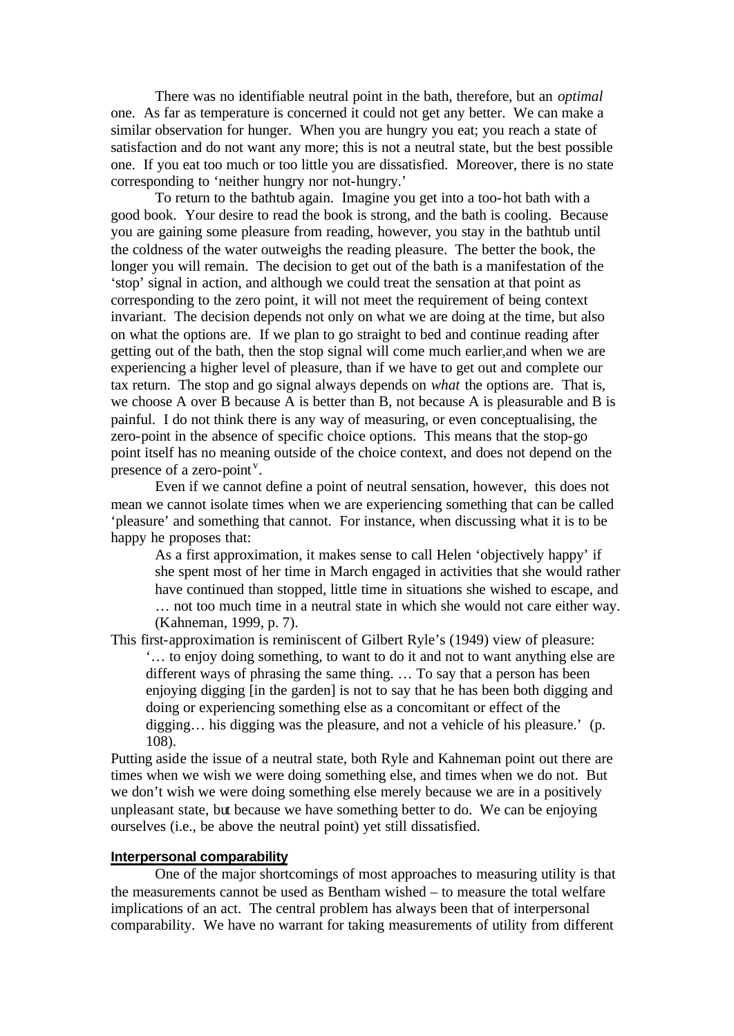There was no identifiable neutral point in the bath, therefore, but an *optimal* one. As far as temperature is concerned it could not get any better. We can make a similar observation for hunger. When you are hungry you eat; you reach a state of satisfaction and do not want any more; this is not a neutral state, but the best possible one. If you eat too much or too little you are dissatisfied. Moreover, there is no state corresponding to 'neither hungry nor not-hungry.'

To return to the bathtub again. Imagine you get into a too-hot bath with a good book. Your desire to read the book is strong, and the bath is cooling. Because you are gaining some pleasure from reading, however, you stay in the bathtub until the coldness of the water outweighs the reading pleasure. The better the book, the longer you will remain. The decision to get out of the bath is a manifestation of the 'stop' signal in action, and although we could treat the sensation at that point as corresponding to the zero point, it will not meet the requirement of being context invariant. The decision depends not only on what we are doing at the time, but also on what the options are. If we plan to go straight to bed and continue reading after getting out of the bath, then the stop signal will come much earlier,and when we are experiencing a higher level of pleasure, than if we have to get out and complete our tax return. The stop and go signal always depends on *what* the options are. That is, we choose A over B because A is better than B, not because A is pleasurable and B is painful. I do not think there is any way of measuring, or even conceptualising, the zero-point in the absence of specific choice options. This means that the stop-go point itself has no meaning outside of the choice context, and does not depend on the presence of a zero-point[v].

Even if we cannot define a point of neutral sensation, however, this does not mean we cannot isolate times when we are experiencing something that can be called 'pleasure' and something that cannot. For instance, when discussing what it is to be happy he proposes that:

> As a first approximation, it makes sense to call Helen 'objectively happy' if she spent most of her time in March engaged in activities that she would rather have continued than stopped, little time in situations she wished to escape, and … not too much time in a neutral state in which she would not care either way. (Kahneman, 1999, p. 7).

This first-approximation is reminiscent of Gilbert Ryle's (1949) view of pleasure:

> '… to enjoy doing something, to want to do it and not to want anything else are different ways of phrasing the same thing. … To say that a person has been enjoying digging [in the garden] is not to say that he has been both digging and doing or experiencing something else as a concomitant or effect of the digging… his digging was the pleasure, and not a vehicle of his pleasure.' (p. 108).

Putting aside the issue of a neutral state, both Ryle and Kahneman point out there are times when we wish we were doing something else, and times when we do not. But we don't wish we were doing something else merely because we are in a positively unpleasant state, but because we have something better to do. We can be enjoying ourselves (i.e., be above the neutral point) yet still dissatisfied.

## Interpersonal comparability

One of the major shortcomings of most approaches to measuring utility is that the measurements cannot be used as Bentham wished – to measure the total welfare implications of an act. The central problem has always been that of interpersonal comparability. We have no warrant for taking measurements of utility from different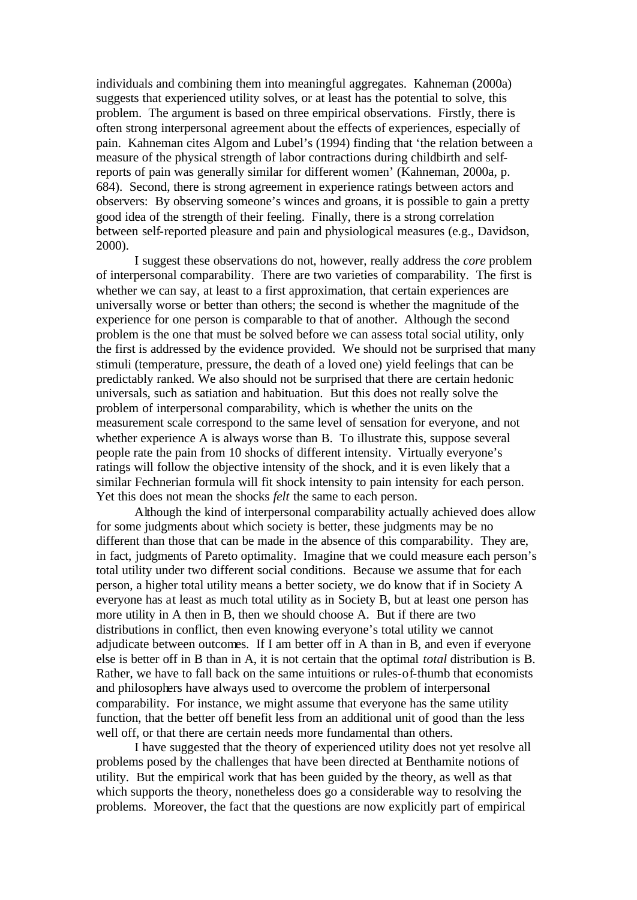individuals and combining them into meaningful aggregates. Kahneman (2000a) suggests that experienced utility solves, or at least has the potential to solve, this problem. The argument is based on three empirical observations. Firstly, there is often strong interpersonal agreement about the effects of experiences, especially of pain. Kahneman cites Algom and Lubel's (1994) finding that 'the relation between a measure of the physical strength of labor contractions during childbirth and self-reports of pain was generally similar for different women' (Kahneman, 2000a, p. 684). Second, there is strong agreement in experience ratings between actors and observers: By observing someone's winces and groans, it is possible to gain a pretty good idea of the strength of their feeling. Finally, there is a strong correlation between self-reported pleasure and pain and physiological measures (e.g., Davidson, 2000).

I suggest these observations do not, however, really address the *core* problem of interpersonal comparability. There are two varieties of comparability. The first is whether we can say, at least to a first approximation, that certain experiences are universally worse or better than others; the second is whether the magnitude of the experience for one person is comparable to that of another. Although the second problem is the one that must be solved before we can assess total social utility, only the first is addressed by the evidence provided. We should not be surprised that many stimuli (temperature, pressure, the death of a loved one) yield feelings that can be predictably ranked. We also should not be surprised that there are certain hedonic universals, such as satiation and habituation. But this does not really solve the problem of interpersonal comparability, which is whether the units on the measurement scale correspond to the same level of sensation for everyone, and not whether experience A is always worse than B. To illustrate this, suppose several people rate the pain from 10 shocks of different intensity. Virtually everyone's ratings will follow the objective intensity of the shock, and it is even likely that a similar Fechnerian formula will fit shock intensity to pain intensity for each person. Yet this does not mean the shocks *felt* the same to each person.

Although the kind of interpersonal comparability actually achieved does allow for some judgments about which society is better, these judgments may be no different than those that can be made in the absence of this comparability. They are, in fact, judgments of Pareto optimality. Imagine that we could measure each person's total utility under two different social conditions. Because we assume that for each person, a higher total utility means a better society, we do know that if in Society A everyone has at least as much total utility as in Society B, but at least one person has more utility in A then in B, then we should choose A. But if there are two distributions in conflict, then even knowing everyone's total utility we cannot adjudicate between outcomes. If I am better off in A than in B, and even if everyone else is better off in B than in A, it is not certain that the optimal *total* distribution is B. Rather, we have to fall back on the same intuitions or rules-of-thumb that economists and philosophers have always used to overcome the problem of interpersonal comparability. For instance, we might assume that everyone has the same utility function, that the better off benefit less from an additional unit of good than the less well off, or that there are certain needs more fundamental than others.

I have suggested that the theory of experienced utility does not yet resolve all problems posed by the challenges that have been directed at Benthamite notions of utility. But the empirical work that has been guided by the theory, as well as that which supports the theory, nonetheless does go a considerable way to resolving the problems. Moreover, the fact that the questions are now explicitly part of empirical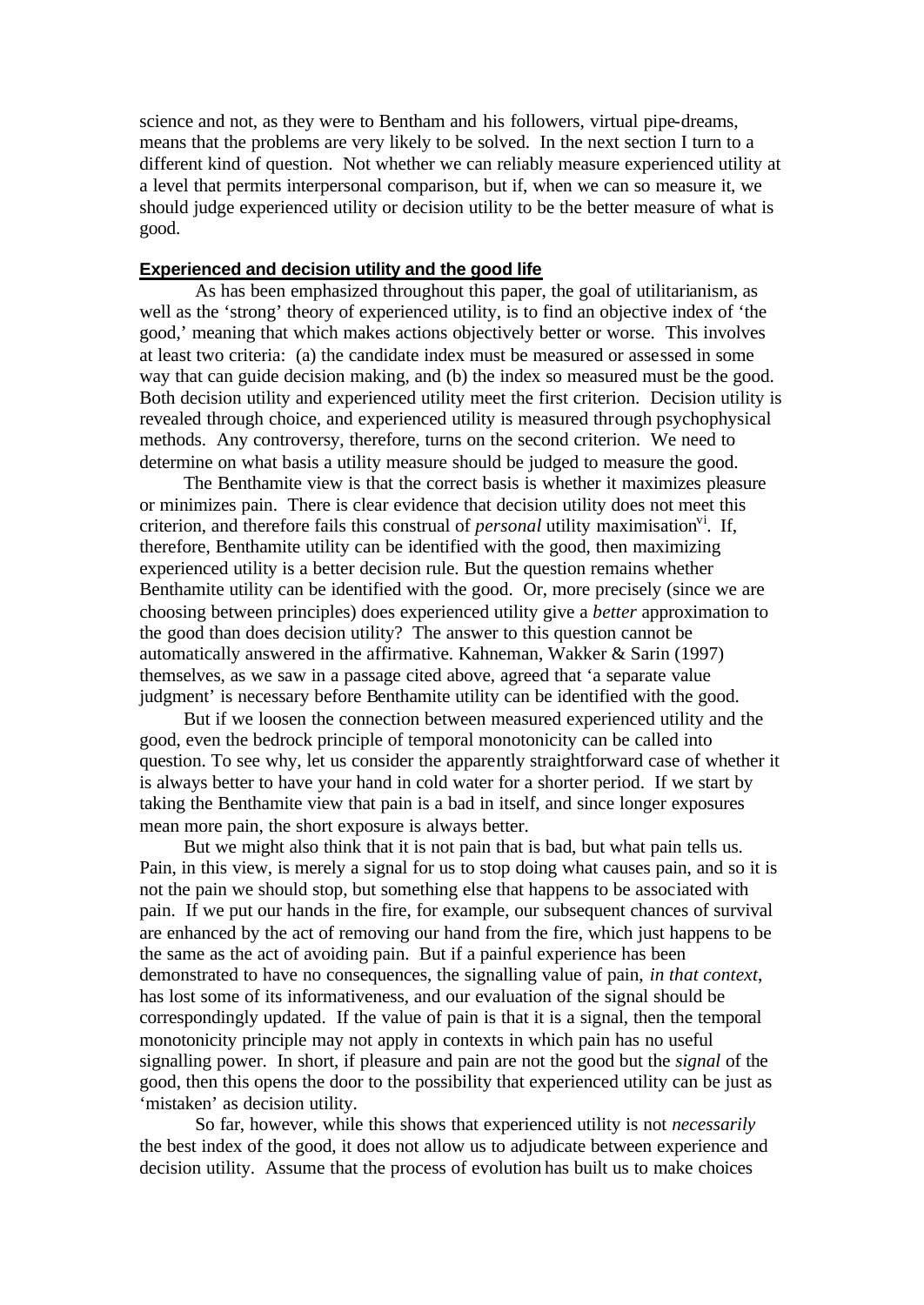science and not, as they were to Bentham and his followers, virtual pipe-dreams, means that the problems are very likely to be solved. In the next section I turn to a different kind of question. Not whether we can reliably measure experienced utility at a level that permits interpersonal comparison, but if, when we can so measure it, we should judge experienced utility or decision utility to be the better measure of what is good.

## Experienced and decision utility and the good life

As has been emphasized throughout this paper, the goal of utilitarianism, as well as the 'strong' theory of experienced utility, is to find an objective index of 'the good,' meaning that which makes actions objectively better or worse. This involves at least two criteria: (a) the candidate index must be measured or assessed in some way that can guide decision making, and (b) the index so measured must be the good. Both decision utility and experienced utility meet the first criterion. Decision utility is revealed through choice, and experienced utility is measured through psychophysical methods. Any controversy, therefore, turns on the second criterion. We need to determine on what basis a utility measure should be judged to measure the good.

The Benthamite view is that the correct basis is whether it maximizes pleasure or minimizes pain. There is clear evidence that decision utility does not meet this criterion, and therefore fails this construal of *personal* utility maximisation[vi]. If, therefore, Benthamite utility can be identified with the good, then maximizing experienced utility is a better decision rule. But the question remains whether Benthamite utility can be identified with the good. Or, more precisely (since we are choosing between principles) does experienced utility give a *better* approximation to the good than does decision utility? The answer to this question cannot be automatically answered in the affirmative. Kahneman, Wakker & Sarin (1997) themselves, as we saw in a passage cited above, agreed that 'a separate value judgment' is necessary before Benthamite utility can be identified with the good.

But if we loosen the connection between measured experienced utility and the good, even the bedrock principle of temporal monotonicity can be called into question. To see why, let us consider the apparently straightforward case of whether it is always better to have your hand in cold water for a shorter period. If we start by taking the Benthamite view that pain is a bad in itself, and since longer exposures mean more pain, the short exposure is always better.

But we might also think that it is not pain that is bad, but what pain tells us. Pain, in this view, is merely a signal for us to stop doing what causes pain, and so it is not the pain we should stop, but something else that happens to be associated with pain. If we put our hands in the fire, for example, our subsequent chances of survival are enhanced by the act of removing our hand from the fire, which just happens to be the same as the act of avoiding pain. But if a painful experience has been demonstrated to have no consequences, the signalling value of pain, *in that context*, has lost some of its informativeness, and our evaluation of the signal should be correspondingly updated. If the value of pain is that it is a signal, then the temporal monotonicity principle may not apply in contexts in which pain has no useful signalling power. In short, if pleasure and pain are not the good but the *signal* of the good, then this opens the door to the possibility that experienced utility can be just as 'mistaken' as decision utility.

So far, however, while this shows that experienced utility is not *necessarily* the best index of the good, it does not allow us to adjudicate between experience and decision utility. Assume that the process of evolution has built us to make choices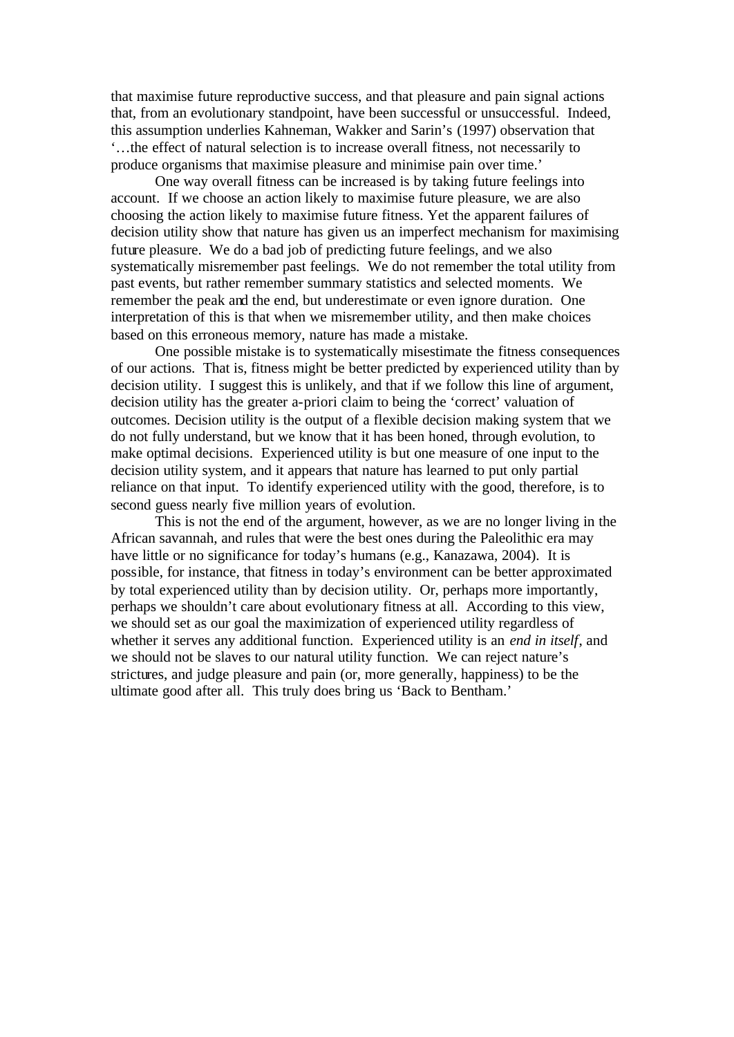that maximise future reproductive success, and that pleasure and pain signal actions that, from an evolutionary standpoint, have been successful or unsuccessful. Indeed, this assumption underlies Kahneman, Wakker and Sarin's (1997) observation that '…the effect of natural selection is to increase overall fitness, not necessarily to produce organisms that maximise pleasure and minimise pain over time.'

One way overall fitness can be increased is by taking future feelings into account. If we choose an action likely to maximise future pleasure, we are also choosing the action likely to maximise future fitness. Yet the apparent failures of decision utility show that nature has given us an imperfect mechanism for maximising future pleasure. We do a bad job of predicting future feelings, and we also systematically misremember past feelings. We do not remember the total utility from past events, but rather remember summary statistics and selected moments. We remember the peak and the end, but underestimate or even ignore duration. One interpretation of this is that when we misremember utility, and then make choices based on this erroneous memory, nature has made a mistake.

One possible mistake is to systematically misestimate the fitness consequences of our actions. That is, fitness might be better predicted by experienced utility than by decision utility. I suggest this is unlikely, and that if we follow this line of argument, decision utility has the greater a-priori claim to being the 'correct' valuation of outcomes. Decision utility is the output of a flexible decision making system that we do not fully understand, but we know that it has been honed, through evolution, to make optimal decisions. Experienced utility is but one measure of one input to the decision utility system, and it appears that nature has learned to put only partial reliance on that input. To identify experienced utility with the good, therefore, is to second guess nearly five million years of evolution.

This is not the end of the argument, however, as we are no longer living in the African savannah, and rules that were the best ones during the Paleolithic era may have little or no significance for today's humans (e.g., Kanazawa, 2004). It is possible, for instance, that fitness in today's environment can be better approximated by total experienced utility than by decision utility. Or, perhaps more importantly, perhaps we shouldn't care about evolutionary fitness at all. According to this view, we should set as our goal the maximization of experienced utility regardless of whether it serves any additional function. Experienced utility is an *end in itself*, and we should not be slaves to our natural utility function. We can reject nature's strictures, and judge pleasure and pain (or, more generally, happiness) to be the ultimate good after all. This truly does bring us 'Back to Bentham.'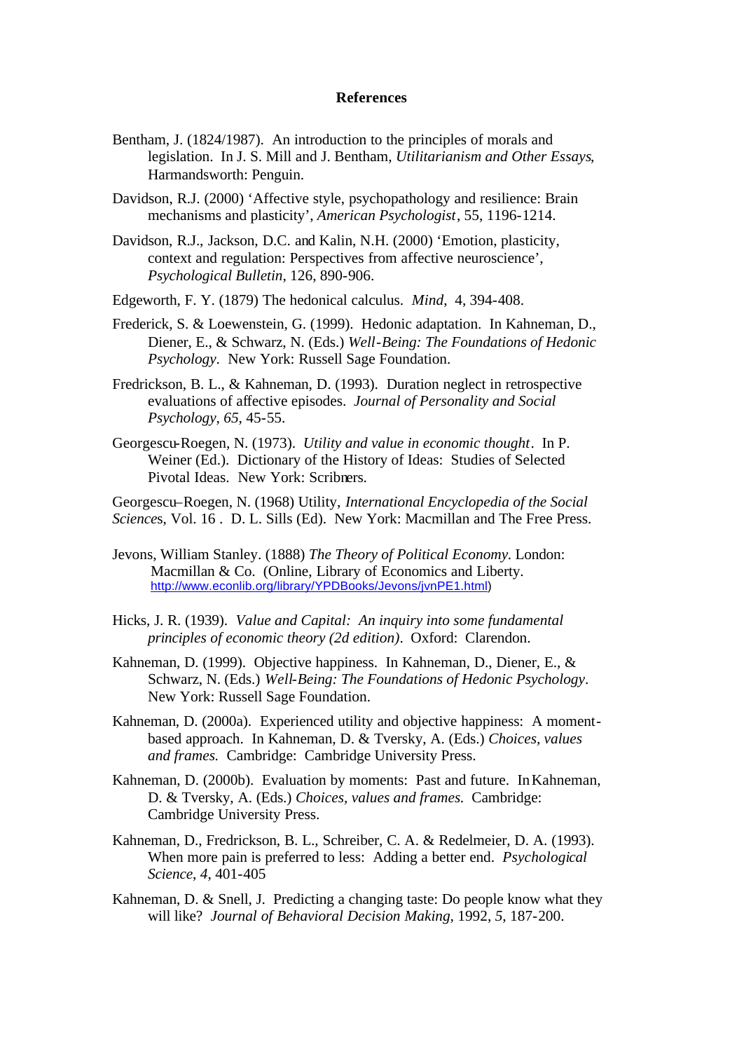**References**

Bentham, J. (1824/1987). An introduction to the principles of morals and legislation. In J. S. Mill and J. Bentham, *Utilitarianism and Other Essays*, Harmandsworth: Penguin.

Davidson, R.J. (2000) 'Affective style, psychopathology and resilience: Brain mechanisms and plasticity', *American Psychologist*, 55, 1196-1214.

Davidson, R.J., Jackson, D.C. and Kalin, N.H. (2000) 'Emotion, plasticity, context and regulation: Perspectives from affective neuroscience', *Psychological Bulletin*, 126, 890-906.

Edgeworth, F. Y. (1879) The hedonical calculus. *Mind*, 4, 394-408.

Frederick, S. & Loewenstein, G. (1999). Hedonic adaptation. In Kahneman, D., Diener, E., & Schwarz, N. (Eds.) *Well-Being: The Foundations of Hedonic Psychology*. New York: Russell Sage Foundation.

Fredrickson, B. L., & Kahneman, D. (1993). Duration neglect in retrospective evaluations of affective episodes. *Journal of Personality and Social Psychology*, *65*, 45-55.

Georgescu-Roegen, N. (1973). *Utility and value in economic thought*. In P. Weiner (Ed.). Dictionary of the History of Ideas: Studies of Selected Pivotal Ideas. New York: Scribners.

Georgescu–Roegen, N. (1968) Utility, *International Encyclopedia of the Social Sciences*, Vol. 16 . D. L. Sills (Ed). New York: Macmillan and The Free Press.

Jevons, William Stanley. (1888) *The Theory of Political Economy*. London: Macmillan & Co. (Online, Library of Economics and Liberty. http://www.econlib.org/library/YPDBooks/Jevons/jvnPE1.html)

Hicks, J. R. (1939). *Value and Capital: An inquiry into some fundamental principles of economic theory (2d edition)*. Oxford: Clarendon.

Kahneman, D. (1999). Objective happiness. In Kahneman, D., Diener, E., & Schwarz, N. (Eds.) *Well-Being: The Foundations of Hedonic Psychology*. New York: Russell Sage Foundation.

Kahneman, D. (2000a). Experienced utility and objective happiness: A moment-based approach. In Kahneman, D. & Tversky, A. (Eds.) *Choices, values and frames.* Cambridge: Cambridge University Press.

Kahneman, D. (2000b). Evaluation by moments: Past and future. In Kahneman, D. & Tversky, A. (Eds.) *Choices, values and frames.* Cambridge: Cambridge University Press.

Kahneman, D., Fredrickson, B. L., Schreiber, C. A. & Redelmeier, D. A. (1993). When more pain is preferred to less: Adding a better end. *Psychological Science*, *4*, 401-405

Kahneman, D. & Snell, J. Predicting a changing taste: Do people know what they will like? *Journal of Behavioral Decision Making*, 1992, *5*, 187-200.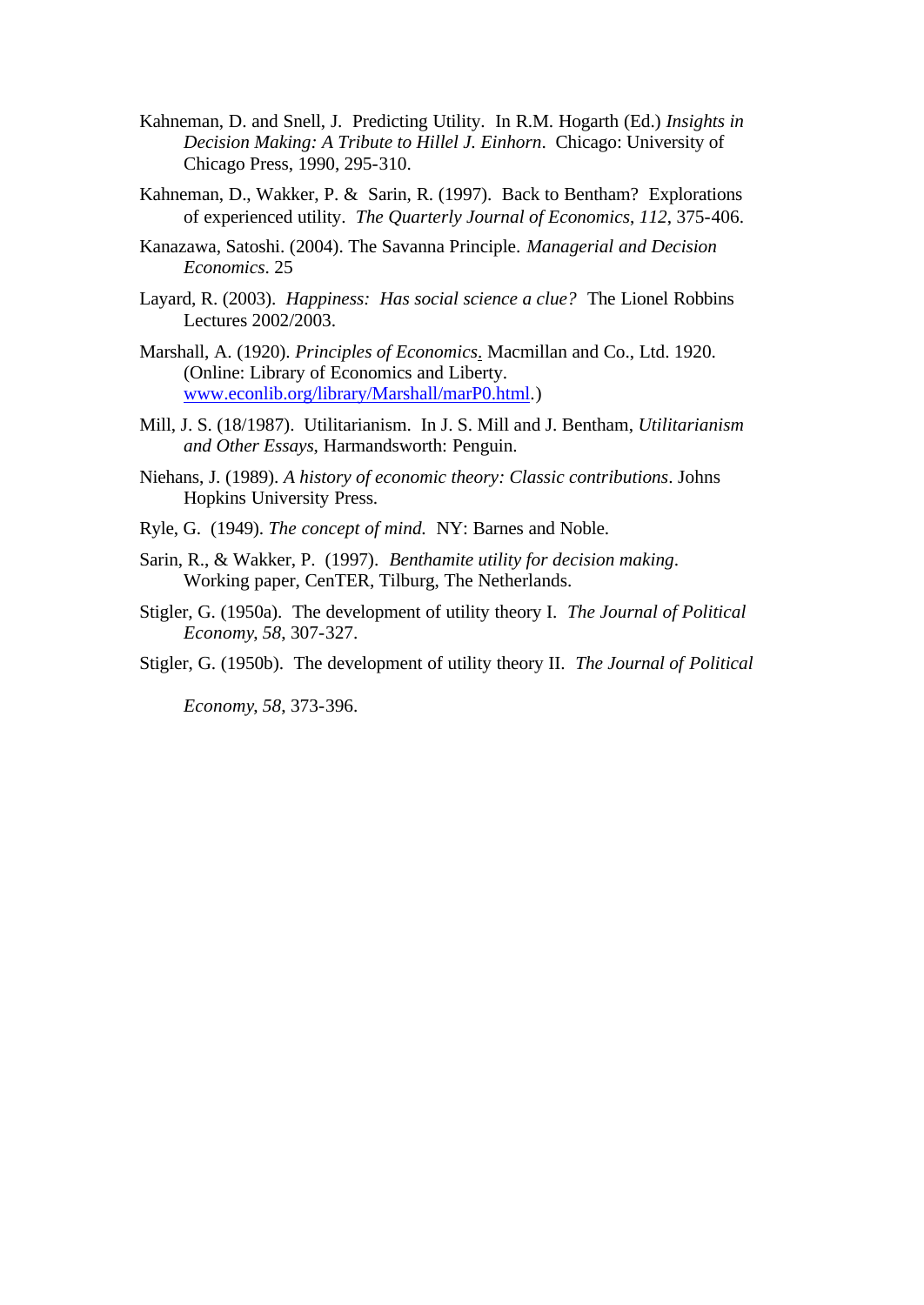Kahneman, D. and Snell, J. Predicting Utility. In R.M. Hogarth (Ed.) *Insights in Decision Making: A Tribute to Hillel J. Einhorn*. Chicago: University of Chicago Press, 1990, 295-310.

Kahneman, D., Wakker, P. & Sarin, R. (1997). Back to Bentham? Explorations of experienced utility. *The Quarterly Journal of Economics*, *112*, 375-406.

Kanazawa, Satoshi. (2004). The Savanna Principle. *Managerial and Decision Economics*. 25

Layard, R. (2003). *Happiness: Has social science a clue?* The Lionel Robbins Lectures 2002/2003.

Marshall, A. (1920). *Principles of Economics*. Macmillan and Co., Ltd. 1920. (Online: Library of Economics and Liberty. www.econlib.org/library/Marshall/marP0.html.)

Mill, J. S. (18/1987). Utilitarianism. In J. S. Mill and J. Bentham, *Utilitarianism and Other Essays*, Harmandsworth: Penguin.

Niehans, J. (1989). *A history of economic theory: Classic contributions*. Johns Hopkins University Press.

Ryle, G. (1949). *The concept of mind.* NY: Barnes and Noble.

Sarin, R., & Wakker, P. (1997). *Benthamite utility for decision making*. Working paper, CenTER, Tilburg, The Netherlands.

Stigler, G. (1950a). The development of utility theory I. *The Journal of Political Economy*, *58*, 307-327.

Stigler, G. (1950b). The development of utility theory II. *The Journal of Political Economy*, *58*, 373-396.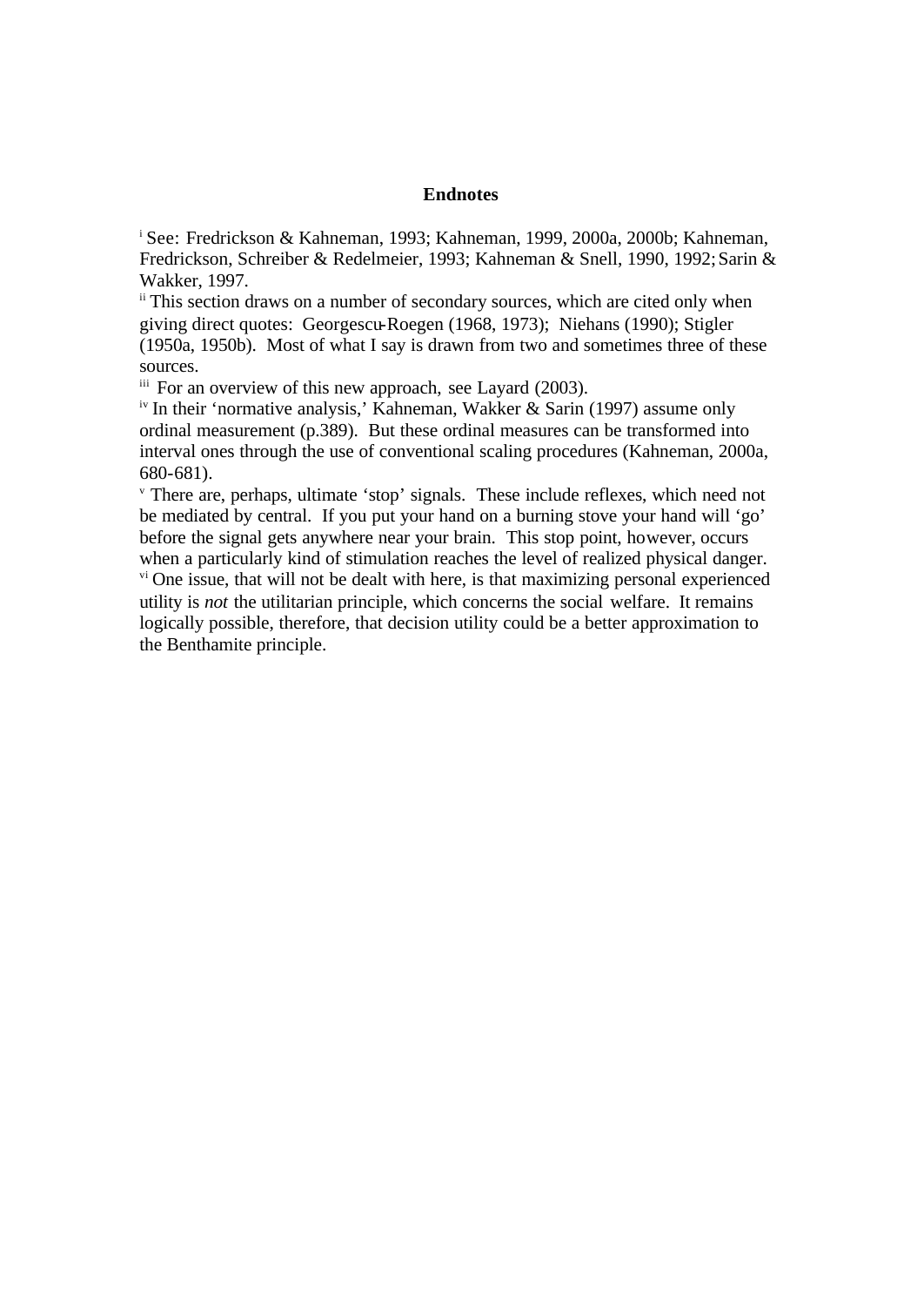## Endnotes

[i] See: Fredrickson & Kahneman, 1993; Kahneman, 1999, 2000a, 2000b; Kahneman, Fredrickson, Schreiber & Redelmeier, 1993; Kahneman & Snell, 1990, 1992; Sarin & Wakker, 1997.

[ii] This section draws on a number of secondary sources, which are cited only when giving direct quotes: Georgescu-Roegen (1968, 1973); Niehans (1990); Stigler (1950a, 1950b). Most of what I say is drawn from two and sometimes three of these sources.

[iii] For an overview of this new approach, see Layard (2003).

[iv] In their 'normative analysis,' Kahneman, Wakker & Sarin (1997) assume only ordinal measurement (p.389). But these ordinal measures can be transformed into interval ones through the use of conventional scaling procedures (Kahneman, 2000a, 680-681).

[v] There are, perhaps, ultimate 'stop' signals. These include reflexes, which need not be mediated by central. If you put your hand on a burning stove your hand will 'go' before the signal gets anywhere near your brain. This stop point, however, occurs when a particularly kind of stimulation reaches the level of realized physical danger.

[vi] One issue, that will not be dealt with here, is that maximizing personal experienced utility is *not* the utilitarian principle, which concerns the social welfare. It remains logically possible, therefore, that decision utility could be a better approximation to the Benthamite principle.